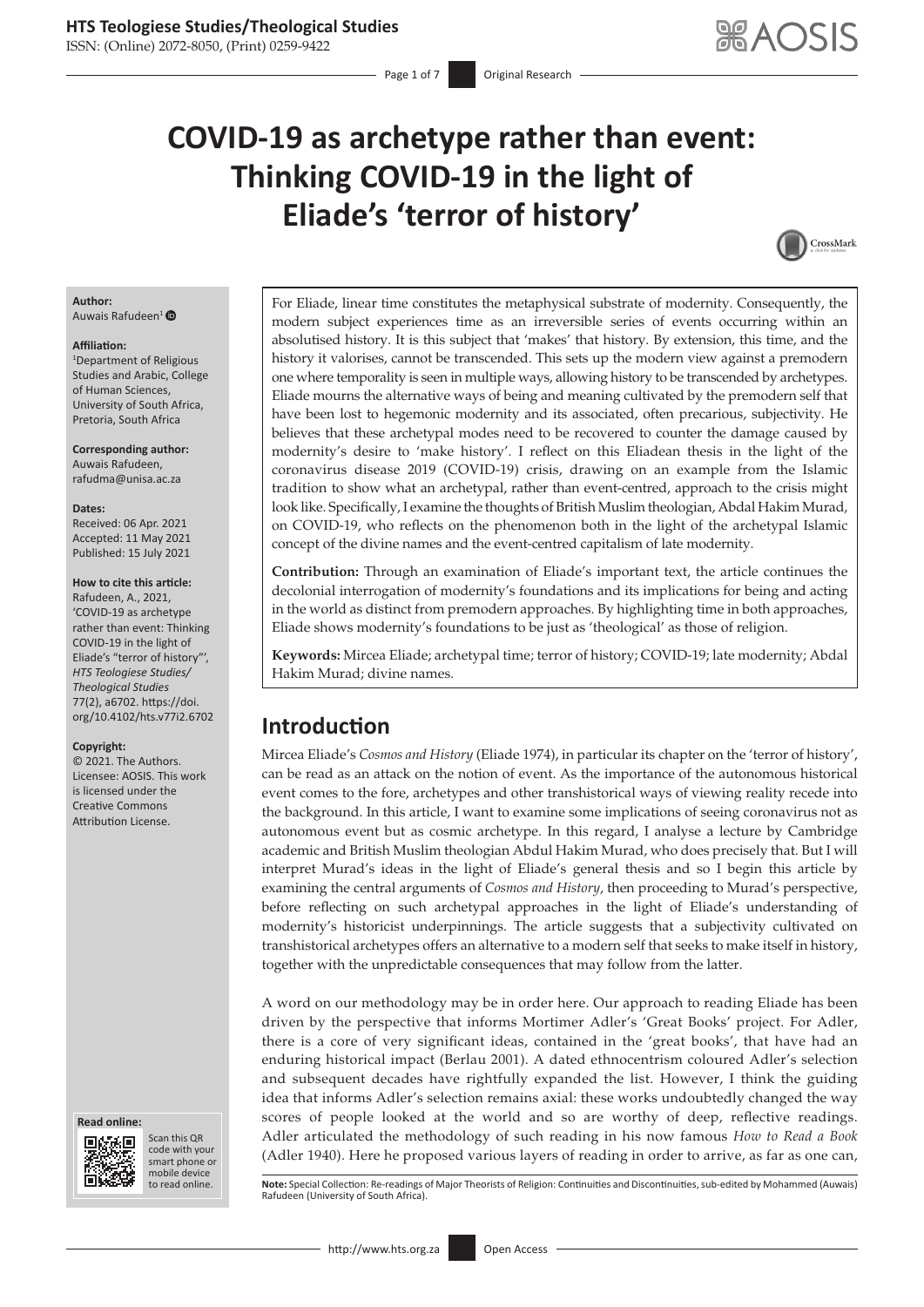# COVID-19 as archetype rather than event: Thinking COVID-19 in the light of Eliade's 'terror of history'

**Author:**
Auwais Rafudeen[1]

**Affiliation:**
[1]Department of Religious Studies and Arabic, College of Human Sciences, University of South Africa, Pretoria, South Africa

**Corresponding author:**
Auwais Rafudeen,
rafudma@unisa.ac.za

**Dates:**
Received: 06 Apr. 2021
Accepted: 11 May 2021
Published: 15 July 2021

**How to cite this article:**
Rafudeen, A., 2021, 'COVID-19 as archetype rather than event: Thinking COVID-19 in the light of Eliade's "terror of history"', *HTS Teologiese Studies/Theological Studies* 77(2), a6702. https://doi.org/10.4102/hts.v77i2.6702

**Copyright:**
© 2021. The Authors. Licensee: AOSIS. This work is licensed under the Creative Commons Attribution License.

For Eliade, linear time constitutes the metaphysical substrate of modernity. Consequently, the modern subject experiences time as an irreversible series of events occurring within an absolutised history. It is this subject that 'makes' that history. By extension, this time, and the history it valorises, cannot be transcended. This sets up the modern view against a premodern one where temporality is seen in multiple ways, allowing history to be transcended by archetypes. Eliade mourns the alternative ways of being and meaning cultivated by the premodern self that have been lost to hegemonic modernity and its associated, often precarious, subjectivity. He believes that these archetypal modes need to be recovered to counter the damage caused by modernity's desire to 'make history'. I reflect on this Eliadean thesis in the light of the coronavirus disease 2019 (COVID-19) crisis, drawing on an example from the Islamic tradition to show what an archetypal, rather than event-centred, approach to the crisis might look like. Specifically, I examine the thoughts of British Muslim theologian, Abdal Hakim Murad, on COVID-19, who reflects on the phenomenon both in the light of the archetypal Islamic concept of the divine names and the event-centred capitalism of late modernity.

**Contribution:** Through an examination of Eliade's important text, the article continues the decolonial interrogation of modernity's foundations and its implications for being and acting in the world as distinct from premodern approaches. By highlighting time in both approaches, Eliade shows modernity's foundations to be just as 'theological' as those of religion.

**Keywords:** Mircea Eliade; archetypal time; terror of history; COVID-19; late modernity; Abdal Hakim Murad; divine names.

## Introduction

Mircea Eliade's *Cosmos and History* (Eliade 1974), in particular its chapter on the 'terror of history', can be read as an attack on the notion of event. As the importance of the autonomous historical event comes to the fore, archetypes and other transhistorical ways of viewing reality recede into the background. In this article, I want to examine some implications of seeing coronavirus not as autonomous event but as cosmic archetype. In this regard, I analyse a lecture by Cambridge academic and British Muslim theologian Abdul Hakim Murad, who does precisely that. But I will interpret Murad's ideas in the light of Eliade's general thesis and so I begin this article by examining the central arguments of *Cosmos and History*, then proceeding to Murad's perspective, before reflecting on such archetypal approaches in the light of Eliade's understanding of modernity's historicist underpinnings. The article suggests that a subjectivity cultivated on transhistorical archetypes offers an alternative to a modern self that seeks to make itself in history, together with the unpredictable consequences that may follow from the latter.

A word on our methodology may be in order here. Our approach to reading Eliade has been driven by the perspective that informs Mortimer Adler's 'Great Books' project. For Adler, there is a core of very significant ideas, contained in the 'great books', that have had an enduring historical impact (Berlau 2001). A dated ethnocentrism coloured Adler's selection and subsequent decades have rightfully expanded the list. However, I think the guiding idea that informs Adler's selection remains axial: these works undoubtedly changed the way scores of people looked at the world and so are worthy of deep, reflective readings. Adler articulated the methodology of such reading in his now famous *How to Read a Book* (Adler 1940). Here he proposed various layers of reading in order to arrive, as far as one can,

**Note:** Special Collection: Re-readings of Major Theorists of Religion: Continuities and Discontinuities, sub-edited by Mohammed (Auwais) Rafudeen (University of South Africa).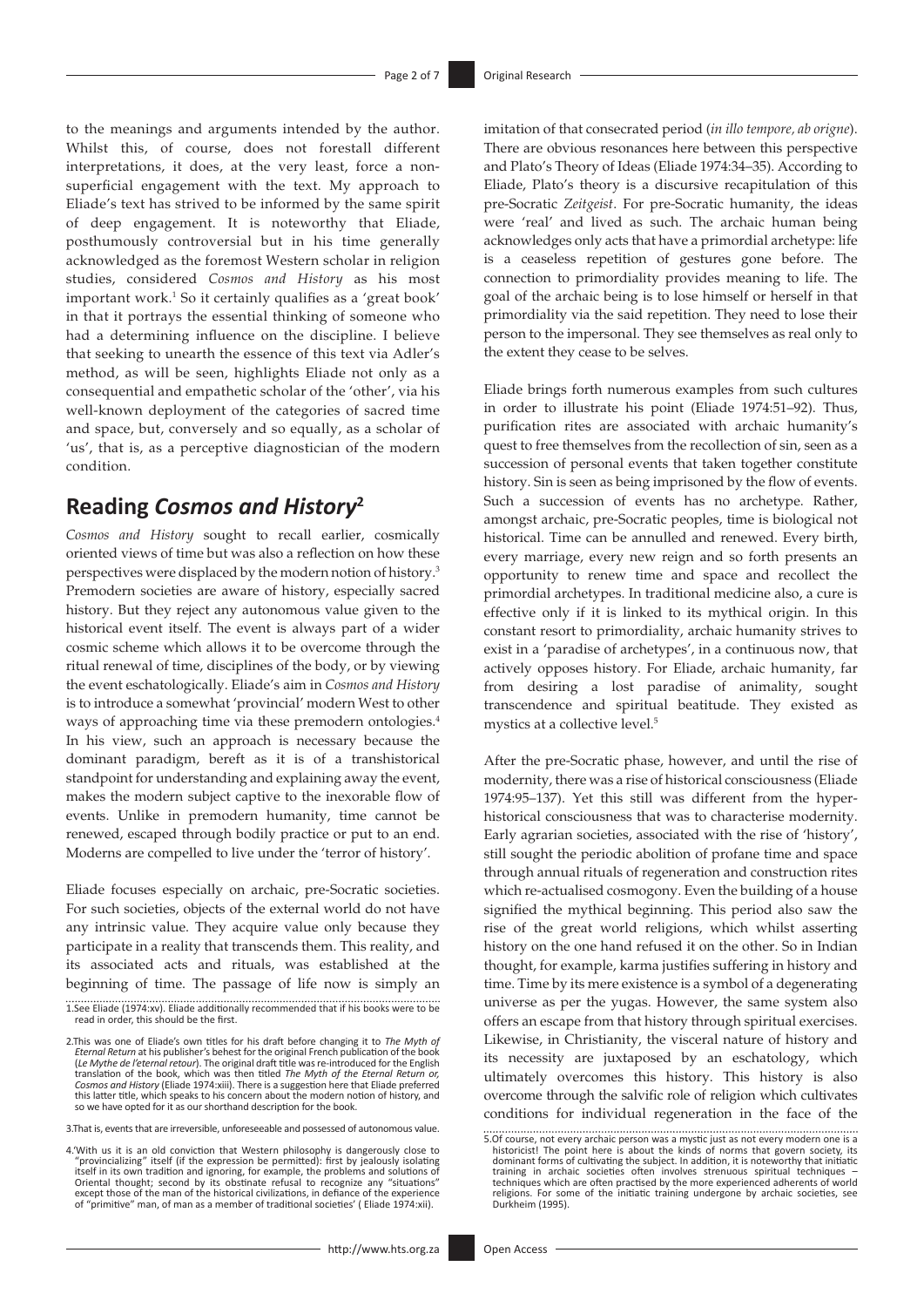to the meanings and arguments intended by the author. Whilst this, of course, does not forestall different interpretations, it does, at the very least, force a non-superficial engagement with the text. My approach to Eliade's text has strived to be informed by the same spirit of deep engagement. It is noteworthy that Eliade, posthumously controversial but in his time generally acknowledged as the foremost Western scholar in religion studies, considered *Cosmos and History* as his most important work.[1] So it certainly qualifies as a 'great book' in that it portrays the essential thinking of someone who had a determining influence on the discipline. I believe that seeking to unearth the essence of this text via Adler's method, as will be seen, highlights Eliade not only as a consequential and empathetic scholar of the 'other', via his well-known deployment of the categories of sacred time and space, but, conversely and so equally, as a scholar of 'us', that is, as a perceptive diagnostician of the modern condition.

## Reading *Cosmos and History*[2]

*Cosmos and History* sought to recall earlier, cosmically oriented views of time but was also a reflection on how these perspectives were displaced by the modern notion of history.[3] Premodern societies are aware of history, especially sacred history. But they reject any autonomous value given to the historical event itself. The event is always part of a wider cosmic scheme which allows it to be overcome through the ritual renewal of time, disciplines of the body, or by viewing the event eschatologically. Eliade's aim in *Cosmos and History* is to introduce a somewhat 'provincial' modern West to other ways of approaching time via these premodern ontologies.[4] In his view, such an approach is necessary because the dominant paradigm, bereft as it is of a transhistorical standpoint for understanding and explaining away the event, makes the modern subject captive to the inexorable flow of events. Unlike in premodern humanity, time cannot be renewed, escaped through bodily practice or put to an end. Moderns are compelled to live under the 'terror of history'.

Eliade focuses especially on archaic, pre-Socratic societies. For such societies, objects of the external world do not have any intrinsic value. They acquire value only because they participate in a reality that transcends them. This reality, and its associated acts and rituals, was established at the beginning of time. The passage of life now is simply an imitation of that consecrated period (*in illo tempore, ab origne*). There are obvious resonances here between this perspective and Plato's Theory of Ideas (Eliade 1974:34–35). According to Eliade, Plato's theory is a discursive recapitulation of this pre-Socratic *Zeitgeist*. For pre-Socratic humanity, the ideas were 'real' and lived as such. The archaic human being acknowledges only acts that have a primordial archetype: life is a ceaseless repetition of gestures gone before. The connection to primordiality provides meaning to life. The goal of the archaic being is to lose himself or herself in that primordiality via the said repetition. They need to lose their person to the impersonal. They see themselves as real only to the extent they cease to be selves.

Eliade brings forth numerous examples from such cultures in order to illustrate his point (Eliade 1974:51–92). Thus, purification rites are associated with archaic humanity's quest to free themselves from the recollection of sin, seen as a succession of personal events that taken together constitute history. Sin is seen as being imprisoned by the flow of events. Such a succession of events has no archetype. Rather, amongst archaic, pre-Socratic peoples, time is biological not historical. Time can be annulled and renewed. Every birth, every marriage, every new reign and so forth presents an opportunity to renew time and space and recollect the primordial archetypes. In traditional medicine also, a cure is effective only if it is linked to its mythical origin. In this constant resort to primordiality, archaic humanity strives to exist in a 'paradise of archetypes', in a continuous now, that actively opposes history. For Eliade, archaic humanity, far from desiring a lost paradise of animality, sought transcendence and spiritual beatitude. They existed as mystics at a collective level.[5]

After the pre-Socratic phase, however, and until the rise of modernity, there was a rise of historical consciousness (Eliade 1974:95–137). Yet this still was different from the hyper-historical consciousness that was to characterise modernity. Early agrarian societies, associated with the rise of 'history', still sought the periodic abolition of profane time and space through annual rituals of regeneration and construction rites which re-actualised cosmogony. Even the building of a house signified the mythical beginning. This period also saw the rise of the great world religions, which whilst asserting history on the one hand refused it on the other. So in Indian thought, for example, karma justifies suffering in history and time. Time by its mere existence is a symbol of a degenerating universe as per the yugas. However, the same system also offers an escape from that history through spiritual exercises. Likewise, in Christianity, the visceral nature of history and its necessity are juxtaposed by an eschatology, which ultimately overcomes this history. This history is also overcome through the salvific role of religion which cultivates conditions for individual regeneration in the face of the

1. See Eliade (1974:xv). Eliade additionally recommended that if his books were to be read in order, this should be the first.

2. This was one of Eliade's own titles for his draft before changing it to *The Myth of Eternal Return* at his publisher's behest for the original French publication of the book (*Le Mythe de l'eternal retour*). The original draft title was re-introduced for the English translation of the book, which was then titled *The Myth of the Eternal Return or, Cosmos and History* (Eliade 1974:xiii). There is a suggestion here that Eliade preferred this latter title, which speaks to his concern about the modern notion of history, and so we have opted for it as our shorthand description for the book.

3. That is, events that are irreversible, unforeseeable and possessed of autonomous value.

4. 'With us it is an old conviction that Western philosophy is dangerously close to "provincializing" itself (if the expression be permitted): first by jealously isolating itself in its own tradition and ignoring, for example, the problems and solutions of Oriental thought; second by its obstinate refusal to recognize any "situations" except those of the man of the historical civilizations, in defiance of the experience of "primitive" man, of man as a member of traditional societies' ( Eliade 1974:xii).

5. Of course, not every archaic person was a mystic just as not every modern one is a historicist! The point here is about the kinds of norms that govern society, its dominant forms of cultivating the subject. In addition, it is noteworthy that initiatic training in archaic societies often involves strenuous spiritual techniques – techniques which are often practised by the more experienced adherents of world religions. For some of the initiatic training undergone by archaic societies, see Durkheim (1995).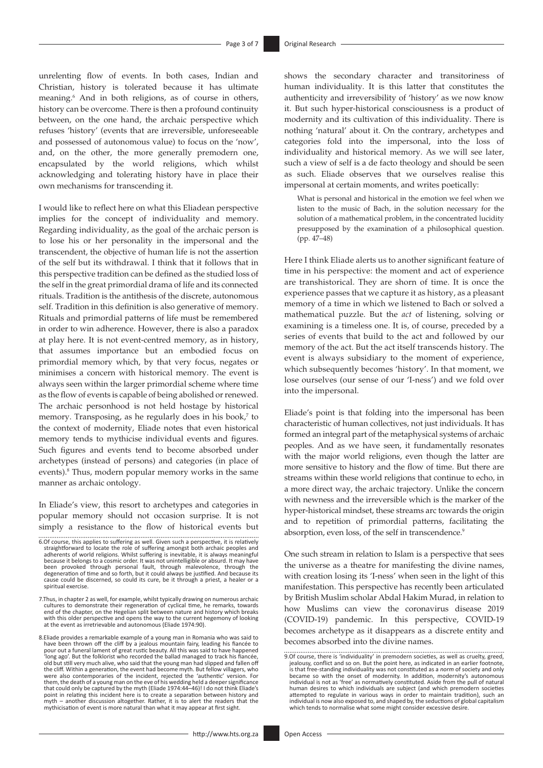unrelenting flow of events. In both cases, Indian and Christian, history is tolerated because it has ultimate meaning.[6] And in both religions, as of course in others, history can be overcome. There is then a profound continuity between, on the one hand, the archaic perspective which refuses 'history' (events that are irreversible, unforeseeable and possessed of autonomous value) to focus on the 'now', and, on the other, the more generally premodern one, encapsulated by the world religions, which whilst acknowledging and tolerating history have in place their own mechanisms for transcending it.

I would like to reflect here on what this Eliadean perspective implies for the concept of individuality and memory. Regarding individuality, as the goal of the archaic person is to lose his or her personality in the impersonal and the transcendent, the objective of human life is not the assertion of the self but its withdrawal. I think that it follows that in this perspective tradition can be defined as the studied loss of the self in the great primordial drama of life and its connected rituals. Tradition is the antithesis of the discrete, autonomous self. Tradition in this definition is also generative of memory. Rituals and primordial patterns of life must be remembered in order to win adherence. However, there is also a paradox at play here. It is not event-centred memory, as in history, that assumes importance but an embodied focus on primordial memory which, by that very focus, negates or minimises a concern with historical memory. The event is always seen within the larger primordial scheme where time as the flow of events is capable of being abolished or renewed. The archaic personhood is not held hostage by historical memory. Transposing, as he regularly does in his book,[7] to the context of modernity, Eliade notes that even historical memory tends to mythicise individual events and figures. Such figures and events tend to become absorbed under archetypes (instead of persons) and categories (in place of events).[8] Thus, modern popular memory works in the same manner as archaic ontology.

In Eliade's view, this resort to archetypes and categories in popular memory should not occasion surprise. It is not simply a resistance to the flow of historical events but shows the secondary character and transitoriness of human individuality. It is this latter that constitutes the authenticity and irreversibility of 'history' as we now know it. But such hyper-historical consciousness is a product of modernity and its cultivation of this individuality. There is nothing 'natural' about it. On the contrary, archetypes and categories fold into the impersonal, into the loss of individuality and historical memory. As we will see later, such a view of self is a de facto theology and should be seen as such. Eliade observes that we ourselves realise this impersonal at certain moments, and writes poetically:

> What is personal and historical in the emotion we feel when we listen to the music of Bach, in the solution necessary for the solution of a mathematical problem, in the concentrated lucidity presupposed by the examination of a philosophical question. (pp. 47–48)

Here I think Eliade alerts us to another significant feature of time in his perspective: the moment and act of experience are transhistorical. They are shorn of time. It is once the experience passes that we capture it as history, as a pleasant memory of a time in which we listened to Bach or solved a mathematical puzzle. But the *act* of listening, solving or examining is a timeless one. It is, of course, preceded by a series of events that build to the act and followed by our memory of the act. But the act itself transcends history. The event is always subsidiary to the moment of experience, which subsequently becomes 'history'. In that moment, we lose ourselves (our sense of our 'I-ness') and we fold over into the impersonal.

Eliade's point is that folding into the impersonal has been characteristic of human collectives, not just individuals. It has formed an integral part of the metaphysical systems of archaic peoples. And as we have seen, it fundamentally resonates with the major world religions, even though the latter are more sensitive to history and the flow of time. But there are streams within these world religions that continue to echo, in a more direct way, the archaic trajectory. Unlike the concern with newness and the irreversible which is the marker of the hyper-historical mindset, these streams arc towards the origin and to repetition of primordial patterns, facilitating the absorption, even loss, of the self in transcendence.[9]

One such stream in relation to Islam is a perspective that sees the universe as a theatre for manifesting the divine names, with creation losing its 'I-ness' when seen in the light of this manifestation. This perspective has recently been articulated by British Muslim scholar Abdal Hakim Murad, in relation to how Muslims can view the coronavirus disease 2019 (COVID-19) pandemic. In this perspective, COVID-19 becomes archetype as it disappears as a discrete entity and becomes absorbed into the divine names.

---

6. Of course, this applies to suffering as well. Given such a perspective, it is relatively straightforward to locate the role of suffering amongst both archaic peoples and adherents of world religions. Whilst suffering is inevitable, it is always meaningful because it belongs to a cosmic order. It was not unintelligible or absurd. It may have been provoked through personal fault, through malevolence, through the degeneration of time and so forth, but it could always be justified. And because its cause could be discerned, so could its cure, be it through a priest, a healer or a spiritual exercise.

7. Thus, in chapter 2 as well, for example, whilst typically drawing on numerous archaic cultures to demonstrate their regeneration of cyclical time, he remarks, towards end of the chapter, on the Hegelian split between nature and history which breaks with this older perspective and opens the way to the current hegemony of looking at the event as irretrievable and autonomous (Eliade 1974:90).

8. Eliade provides a remarkable example of a young man in Romania who was said to have been thrown off the cliff by a jealous mountain fairy, leading his fiancée to pour out a funeral lament of great rustic beauty. All this was said to have happened 'long ago'. But the folklorist who recorded the ballad managed to track his fiancée, old but still very much alive, who said that the young man had slipped and fallen off the cliff. Within a generation, the event had become myth. But fellow villagers, who were also contemporaries of the incident, rejected the 'authentic' version. For them, the death of a young man on the eve of his wedding held a deeper significance that could only be captured by the myth (Eliade 1974:44–46)! I do not think Eliade's point in relating this incident here is to create a separation between history and myth – another discussion altogether. Rather, it is to alert the readers that the mythicisation of event is more natural than what it may appear at first sight.

9. Of course, there is 'individuality' in premodern societies, as well as cruelty, greed, jealousy, conflict and so on. But the point here, as indicated in an earlier footnote, is that free-standing individuality was not constituted as a *norm* of society and only became so with the onset of modernity. In addition, modernity's autonomous individual is not as 'free' as normatively constituted. Aside from the pull of natural human desires to which individuals are subject (and which premodern societies attempted to regulate in various ways in order to maintain tradition), such an individual is now also exposed to, and shaped by, the seductions of global capitalism which tends to normalise what some might consider excessive desire.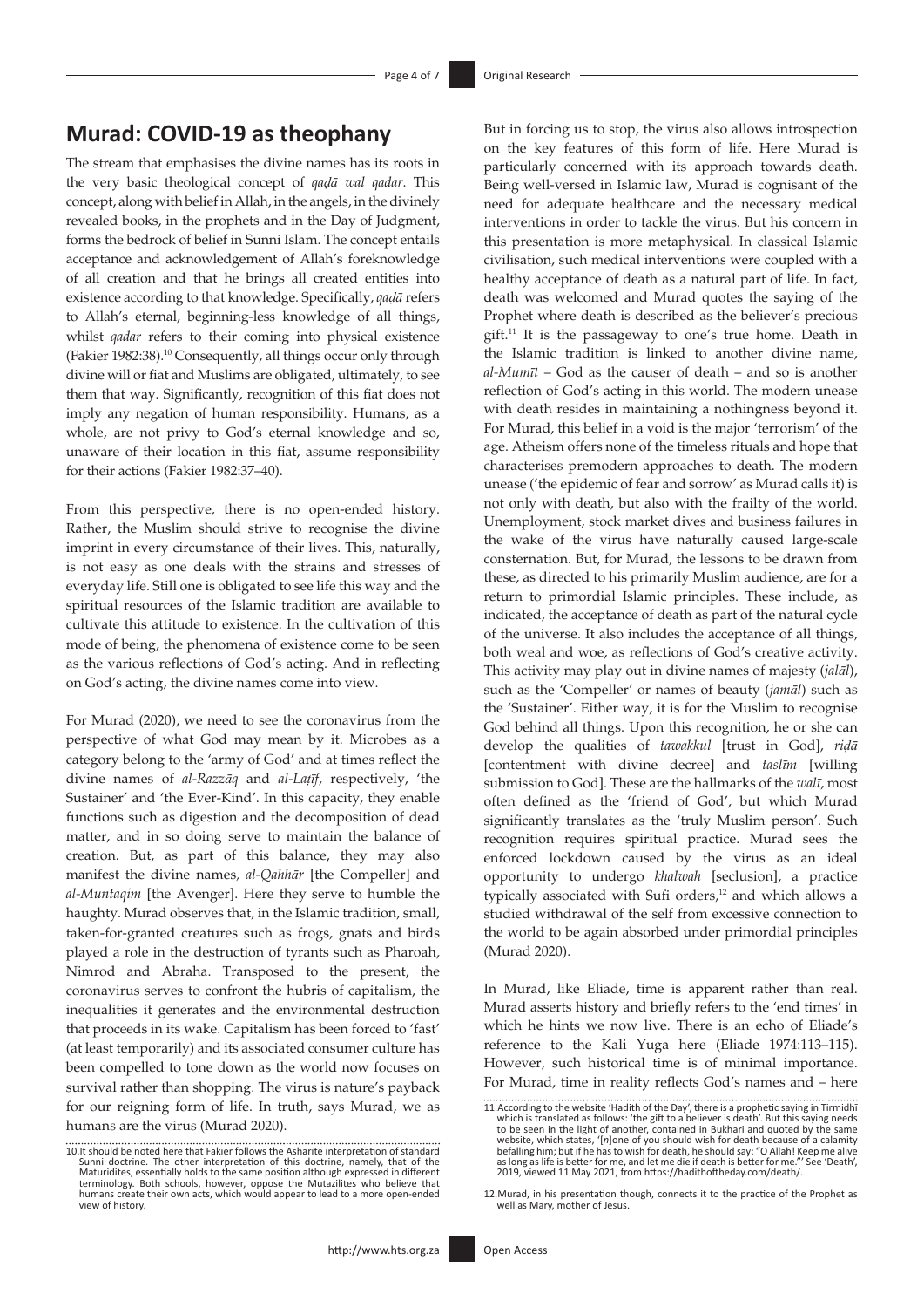## Murad: COVID-19 as theophany

The stream that emphasises the divine names has its roots in the very basic theological concept of *qaḍā wal qadar*. This concept, along with belief in Allah, in the divinely revealed books, in the prophets and in the Day of Judgment, forms the bedrock of belief in Sunni Islam. The concept entails acceptance and acknowledgement of Allah's foreknowledge of all creation and that he brings all created entities into existence according to that knowledge. Specifically, *qaḍā* refers to Allah's eternal, beginning-less knowledge of all things, whilst *qadar* refers to their coming into physical existence (Fakier 1982:38).[10] Consequently, all things occur only through divine will or fiat and Muslims are obligated, ultimately, to see them that way. Significantly, recognition of this fiat does not imply any negation of human responsibility. Humans, as a whole, are not privy to God's eternal knowledge and so, unaware of their location in this fiat, assume responsibility for their actions (Fakier 1982:37–40).

From this perspective, there is no open-ended history. Rather, the Muslim should strive to recognise the divine imprint in every circumstance of their lives. This, naturally, is not easy as one deals with the strains and stresses of everyday life. Still one is obligated to see life this way and the spiritual resources of the Islamic tradition are available to cultivate this attitude to existence. In the cultivation of this mode of being, the phenomena of existence come to be seen as the various reflections of God's acting. And in reflecting on God's acting, the divine names come into view.

For Murad (2020), we need to see the coronavirus from the perspective of what God may mean by it. Microbes as a category belong to the 'army of God' and at times reflect the divine names of *al-Razzāq* and *al-Laṭīf*, respectively, 'the Sustainer' and 'the Ever-Kind'. In this capacity, they enable functions such as digestion and the decomposition of dead matter, and in so doing serve to maintain the balance of creation. But, as part of this balance, they may also manifest the divine names, *al-Qahhār* [the Compeller] and *al-Muntaqim* [the Avenger]. Here they serve to humble the haughty. Murad observes that, in the Islamic tradition, small, taken-for-granted creatures such as frogs, gnats and birds played a role in the destruction of tyrants such as Pharoah, Nimrod and Abraha. Transposed to the present, the coronavirus serves to confront the hubris of capitalism, the inequalities it generates and the environmental destruction that proceeds in its wake. Capitalism has been forced to 'fast' (at least temporarily) and its associated consumer culture has been compelled to tone down as the world now focuses on survival rather than shopping. The virus is nature's payback for our reigning form of life. In truth, says Murad, we as humans are the virus (Murad 2020).

But in forcing us to stop, the virus also allows introspection on the key features of this form of life. Here Murad is particularly concerned with its approach towards death. Being well-versed in Islamic law, Murad is cognisant of the need for adequate healthcare and the necessary medical interventions in order to tackle the virus. But his concern in this presentation is more metaphysical. In classical Islamic civilisation, such medical interventions were coupled with a healthy acceptance of death as a natural part of life. In fact, death was welcomed and Murad quotes the saying of the Prophet where death is described as the believer's precious gift.[11] It is the passageway to one's true home. Death in the Islamic tradition is linked to another divine name, *al-Mumīt* – God as the causer of death – and so is another reflection of God's acting in this world. The modern unease with death resides in maintaining a nothingness beyond it. For Murad, this belief in a void is the major 'terrorism' of the age. Atheism offers none of the timeless rituals and hope that characterises premodern approaches to death. The modern unease ('the epidemic of fear and sorrow' as Murad calls it) is not only with death, but also with the frailty of the world. Unemployment, stock market dives and business failures in the wake of the virus have naturally caused large-scale consternation. But, for Murad, the lessons to be drawn from these, as directed to his primarily Muslim audience, are for a return to primordial Islamic principles. These include, as indicated, the acceptance of death as part of the natural cycle of the universe. It also includes the acceptance of all things, both weal and woe, as reflections of God's creative activity. This activity may play out in divine names of majesty (*jalāl*), such as the 'Compeller' or names of beauty (*jamāl*) such as the 'Sustainer'. Either way, it is for the Muslim to recognise God behind all things. Upon this recognition, he or she can develop the qualities of *tawakkul* [trust in God], *riḍā* [contentment with divine decree] and *taslīm* [willing submission to God]. These are the hallmarks of the *walī*, most often defined as the 'friend of God', but which Murad significantly translates as the 'truly Muslim person'. Such recognition requires spiritual practice. Murad sees the enforced lockdown caused by the virus as an ideal opportunity to undergo *khalwah* [seclusion], a practice typically associated with Sufi orders,[12] and which allows a studied withdrawal of the self from excessive connection to the world to be again absorbed under primordial principles (Murad 2020).

In Murad, like Eliade, time is apparent rather than real. Murad asserts history and briefly refers to the 'end times' in which he hints we now live. There is an echo of Eliade's reference to the Kali Yuga here (Eliade 1974:113–115). However, such historical time is of minimal importance. For Murad, time in reality reflects God's names and – here

---

10. It should be noted here that Fakier follows the Asharite interpretation of standard Sunni doctrine. The other interpretation of this doctrine, namely, that of the Maturidites, essentially holds to the same position although expressed in different terminology. Both schools, however, oppose the Mutazilites who believe that humans create their own acts, which would appear to lead to a more open-ended view of history.

11. According to the website 'Hadith of the Day', there is a prophetic saying in Tirmidhī which is translated as follows: 'the gift to a believer is death'. But this saying needs to be seen in the light of another, contained in Bukhari and quoted by the same website, which states, '[*n*]one of you should wish for death because of a calamity befalling him; but if he has to wish for death, he should say: "O Allah! Keep me alive as long as life is better for me, and let me die if death is better for me."' See 'Death', 2019, viewed 11 May 2021, from https://hadithoftheday.com/death/.

12. Murad, in his presentation though, connects it to the practice of the Prophet as well as Mary, mother of Jesus.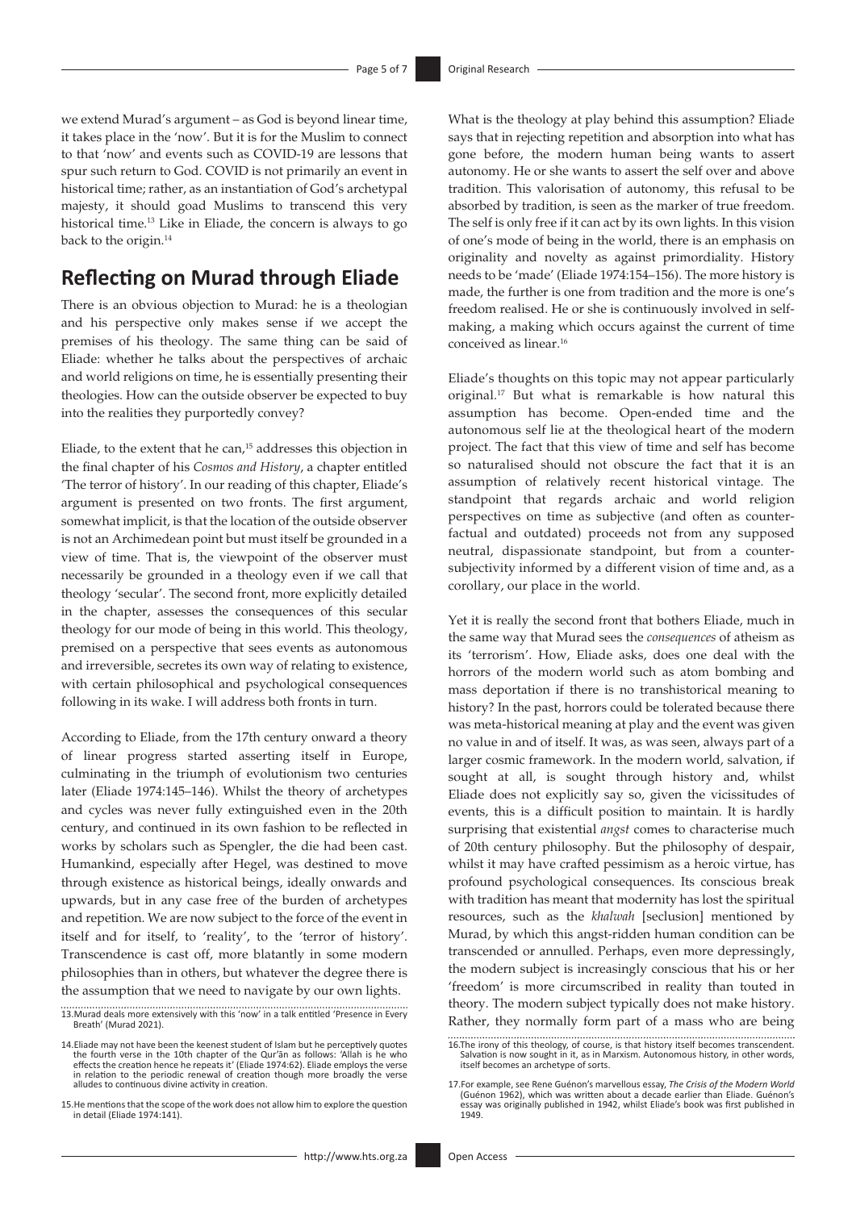we extend Murad's argument – as God is beyond linear time, it takes place in the 'now'. But it is for the Muslim to connect to that 'now' and events such as COVID-19 are lessons that spur such return to God. COVID is not primarily an event in historical time; rather, as an instantiation of God's archetypal majesty, it should goad Muslims to transcend this very historical time.[13] Like in Eliade, the concern is always to go back to the origin.[14]

## Reflecting on Murad through Eliade

There is an obvious objection to Murad: he is a theologian and his perspective only makes sense if we accept the premises of his theology. The same thing can be said of Eliade: whether he talks about the perspectives of archaic and world religions on time, he is essentially presenting their theologies. How can the outside observer be expected to buy into the realities they purportedly convey?

Eliade, to the extent that he can,[15] addresses this objection in the final chapter of his *Cosmos and History*, a chapter entitled 'The terror of history'. In our reading of this chapter, Eliade's argument is presented on two fronts. The first argument, somewhat implicit, is that the location of the outside observer is not an Archimedean point but must itself be grounded in a view of time. That is, the viewpoint of the observer must necessarily be grounded in a theology even if we call that theology 'secular'. The second front, more explicitly detailed in the chapter, assesses the consequences of this secular theology for our mode of being in this world. This theology, premised on a perspective that sees events as autonomous and irreversible, secretes its own way of relating to existence, with certain philosophical and psychological consequences following in its wake. I will address both fronts in turn.

According to Eliade, from the 17th century onward a theory of linear progress started asserting itself in Europe, culminating in the triumph of evolutionism two centuries later (Eliade 1974:145–146). Whilst the theory of archetypes and cycles was never fully extinguished even in the 20th century, and continued in its own fashion to be reflected in works by scholars such as Spengler, the die had been cast. Humankind, especially after Hegel, was destined to move through existence as historical beings, ideally onwards and upwards, but in any case free of the burden of archetypes and repetition. We are now subject to the force of the event in itself and for itself, to 'reality', to the 'terror of history'. Transcendence is cast off, more blatantly in some modern philosophies than in others, but whatever the degree there is the assumption that we need to navigate by our own lights.

What is the theology at play behind this assumption? Eliade says that in rejecting repetition and absorption into what has gone before, the modern human being wants to assert autonomy. He or she wants to assert the self over and above tradition. This valorisation of autonomy, this refusal to be absorbed by tradition, is seen as the marker of true freedom. The self is only free if it can act by its own lights. In this vision of one's mode of being in the world, there is an emphasis on originality and novelty as against primordiality. History needs to be 'made' (Eliade 1974:154–156). The more history is made, the further is one from tradition and the more is one's freedom realised. He or she is continuously involved in self-making, a making which occurs against the current of time conceived as linear.[16]

Eliade's thoughts on this topic may not appear particularly original.[17] But what is remarkable is how natural this assumption has become. Open-ended time and the autonomous self lie at the theological heart of the modern project. The fact that this view of time and self has become so naturalised should not obscure the fact that it is an assumption of relatively recent historical vintage. The standpoint that regards archaic and world religion perspectives on time as subjective (and often as counter-factual and outdated) proceeds not from any supposed neutral, dispassionate standpoint, but from a counter-subjectivity informed by a different vision of time and, as a corollary, our place in the world.

Yet it is really the second front that bothers Eliade, much in the same way that Murad sees the *consequences* of atheism as its 'terrorism'. How, Eliade asks, does one deal with the horrors of the modern world such as atom bombing and mass deportation if there is no transhistorical meaning to history? In the past, horrors could be tolerated because there was meta-historical meaning at play and the event was given no value in and of itself. It was, as was seen, always part of a larger cosmic framework. In the modern world, salvation, if sought at all, is sought through history and, whilst Eliade does not explicitly say so, given the vicissitudes of events, this is a difficult position to maintain. It is hardly surprising that existential *angst* comes to characterise much of 20th century philosophy. But the philosophy of despair, whilst it may have crafted pessimism as a heroic virtue, has profound psychological consequences. Its conscious break with tradition has meant that modernity has lost the spiritual resources, such as the *khalwah* [seclusion] mentioned by Murad, by which this angst-ridden human condition can be transcended or annulled. Perhaps, even more depressingly, the modern subject is increasingly conscious that his or her 'freedom' is more circumscribed in reality than touted in theory. The modern subject typically does not make history. Rather, they normally form part of a mass who are being

---

13. Murad deals more extensively with this 'now' in a talk entitled 'Presence in Every Breath' (Murad 2021).

14. Eliade may not have been the keenest student of Islam but he perceptively quotes the fourth verse in the 10th chapter of the Qur'ān as follows: 'Allah is he who effects the creation hence he repeats it' (Eliade 1974:62). Eliade employs the verse in relation to the periodic renewal of creation though more broadly the verse alludes to continuous divine activity in creation.

15. He mentions that the scope of the work does not allow him to explore the question in detail (Eliade 1974:141).

16. The irony of this theology, of course, is that history itself becomes transcendent. Salvation is now sought in it, as in Marxism. Autonomous history, in other words, itself becomes an archetype of sorts.

17. For example, see Rene Guénon's marvellous essay, *The Crisis of the Modern World* (Guénon 1962), which was written about a decade earlier than Eliade. Guénon's essay was originally published in 1942, whilst Eliade's book was first published in 1949.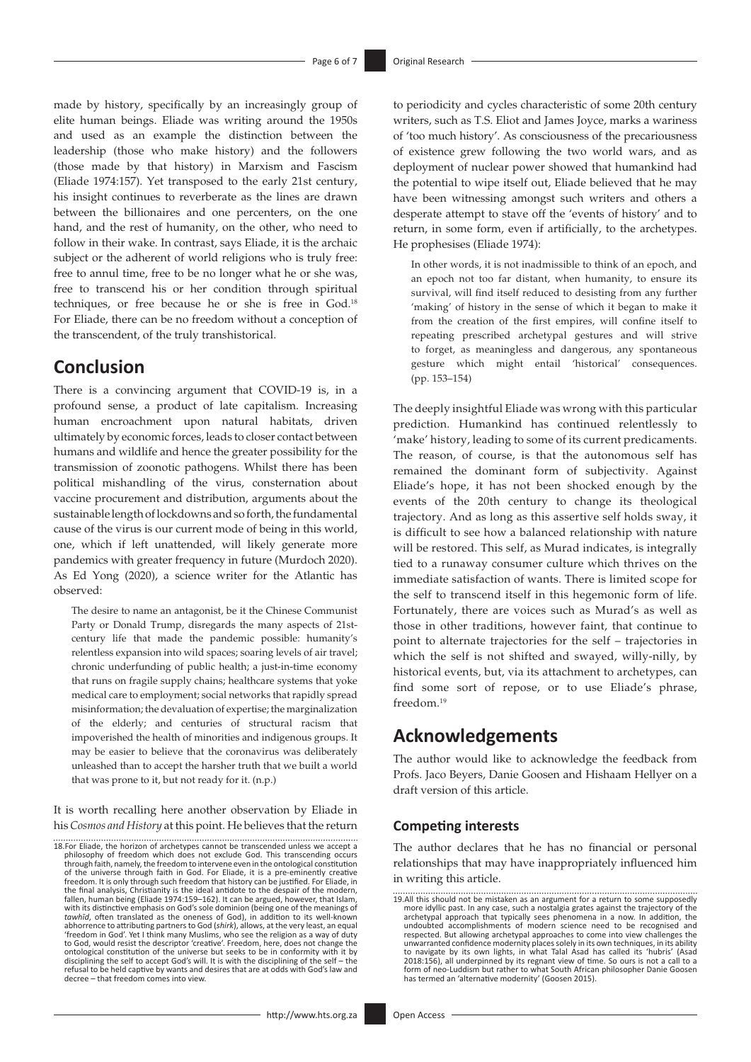made by history, specifically by an increasingly group of elite human beings. Eliade was writing around the 1950s and used as an example the distinction between the leadership (those who make history) and the followers (those made by that history) in Marxism and Fascism (Eliade 1974:157). Yet transposed to the early 21st century, his insight continues to reverberate as the lines are drawn between the billionaires and one percenters, on the one hand, and the rest of humanity, on the other, who need to follow in their wake. In contrast, says Eliade, it is the archaic subject or the adherent of world religions who is truly free: free to annul time, free to be no longer what he or she was, free to transcend his or her condition through spiritual techniques, or free because he or she is free in God.[18] For Eliade, there can be no freedom without a conception of the transcendent, of the truly transhistorical.

## Conclusion

There is a convincing argument that COVID-19 is, in a profound sense, a product of late capitalism. Increasing human encroachment upon natural habitats, driven ultimately by economic forces, leads to closer contact between humans and wildlife and hence the greater possibility for the transmission of zoonotic pathogens. Whilst there has been political mishandling of the virus, consternation about vaccine procurement and distribution, arguments about the sustainable length of lockdowns and so forth, the fundamental cause of the virus is our current mode of being in this world, one, which if left unattended, will likely generate more pandemics with greater frequency in future (Murdoch 2020). As Ed Yong (2020), a science writer for the Atlantic has observed:

> The desire to name an antagonist, be it the Chinese Communist Party or Donald Trump, disregards the many aspects of 21st-century life that made the pandemic possible: humanity's relentless expansion into wild spaces; soaring levels of air travel; chronic underfunding of public health; a just-in-time economy that runs on fragile supply chains; healthcare systems that yoke medical care to employment; social networks that rapidly spread misinformation; the devaluation of expertise; the marginalization of the elderly; and centuries of structural racism that impoverished the health of minorities and indigenous groups. It may be easier to believe that the coronavirus was deliberately unleashed than to accept the harsher truth that we built a world that was prone to it, but not ready for it. (n.p.)

It is worth recalling here another observation by Eliade in his *Cosmos and History* at this point. He believes that the return to periodicity and cycles characteristic of some 20th century writers, such as T.S. Eliot and James Joyce, marks a wariness of 'too much history'. As consciousness of the precariousness of existence grew following the two world wars, and as deployment of nuclear power showed that humankind had the potential to wipe itself out, Eliade believed that he may have been witnessing amongst such writers and others a desperate attempt to stave off the 'events of history' and to return, in some form, even if artificially, to the archetypes. He prophesises (Eliade 1974):

> In other words, it is not inadmissible to think of an epoch, and an epoch not too far distant, when humanity, to ensure its survival, will find itself reduced to desisting from any further 'making' of history in the sense of which it began to make it from the creation of the first empires, will confine itself to repeating prescribed archetypal gestures and will strive to forget, as meaningless and dangerous, any spontaneous gesture which might entail 'historical' consequences. (pp. 153–154)

The deeply insightful Eliade was wrong with this particular prediction. Humankind has continued relentlessly to 'make' history, leading to some of its current predicaments. The reason, of course, is that the autonomous self has remained the dominant form of subjectivity. Against Eliade's hope, it has not been shocked enough by the events of the 20th century to change its theological trajectory. And as long as this assertive self holds sway, it is difficult to see how a balanced relationship with nature will be restored. This self, as Murad indicates, is integrally tied to a runaway consumer culture which thrives on the immediate satisfaction of wants. There is limited scope for the self to transcend itself in this hegemonic form of life. Fortunately, there are voices such as Murad's as well as those in other traditions, however faint, that continue to point to alternate trajectories for the self – trajectories in which the self is not shifted and swayed, willy-nilly, by historical events, but, via its attachment to archetypes, can find some sort of repose, or to use Eliade's phrase, freedom.[19]

## Acknowledgements

The author would like to acknowledge the feedback from Profs. Jaco Beyers, Danie Goosen and Hishaam Hellyer on a draft version of this article.

### Competing interests

The author declares that he has no financial or personal relationships that may have inappropriately influenced him in writing this article.

---

18. For Eliade, the horizon of archetypes cannot be transcended unless we accept a philosophy of freedom which does not exclude God. This transcending occurs through faith, namely, the freedom to intervene even in the ontological constitution of the universe through faith in God. For Eliade, it is a pre-eminently creative freedom. It is only through such freedom that history can be justified. For Eliade, in the final analysis, Christianity is the ideal antidote to the despair of the modern, fallen, human being (Eliade 1974:159–162). It can be argued, however, that Islam, with its distinctive emphasis on God's sole dominion (being one of the meanings of *tawhīd*, often translated as the oneness of God), in addition to its well-known abhorrence to attributing partners to God (*shirk*), allows, at the very least, an equal 'freedom in God'. Yet I think many Muslims, who see the religion as a way of duty to God, would resist the descriptor 'creative'. Freedom, here, does not change the ontological constitution of the universe but seeks to be in conformity with it by disciplining the self to accept God's will. It is with the disciplining of the self – the refusal to be held captive by wants and desires that are at odds with God's law and decree – that freedom comes into view.

19. All this should not be mistaken as an argument for a return to some supposedly more idyllic past. In any case, such a nostalgia grates against the trajectory of the archetypal approach that typically sees phenomena in a now. In addition, the undoubted accomplishments of modern science need to be recognised and respected. But allowing archetypal approaches to come into view challenges the unwarranted confidence modernity places solely in its own techniques, in its ability to navigate by its own lights, in what Talal Asad has called its 'hubris' (Asad 2018:156), all underpinned by its regnant view of time. So ours is not a call to a form of neo-Luddism but rather to what South African philosopher Danie Goosen has termed an 'alternative modernity' (Goosen 2015).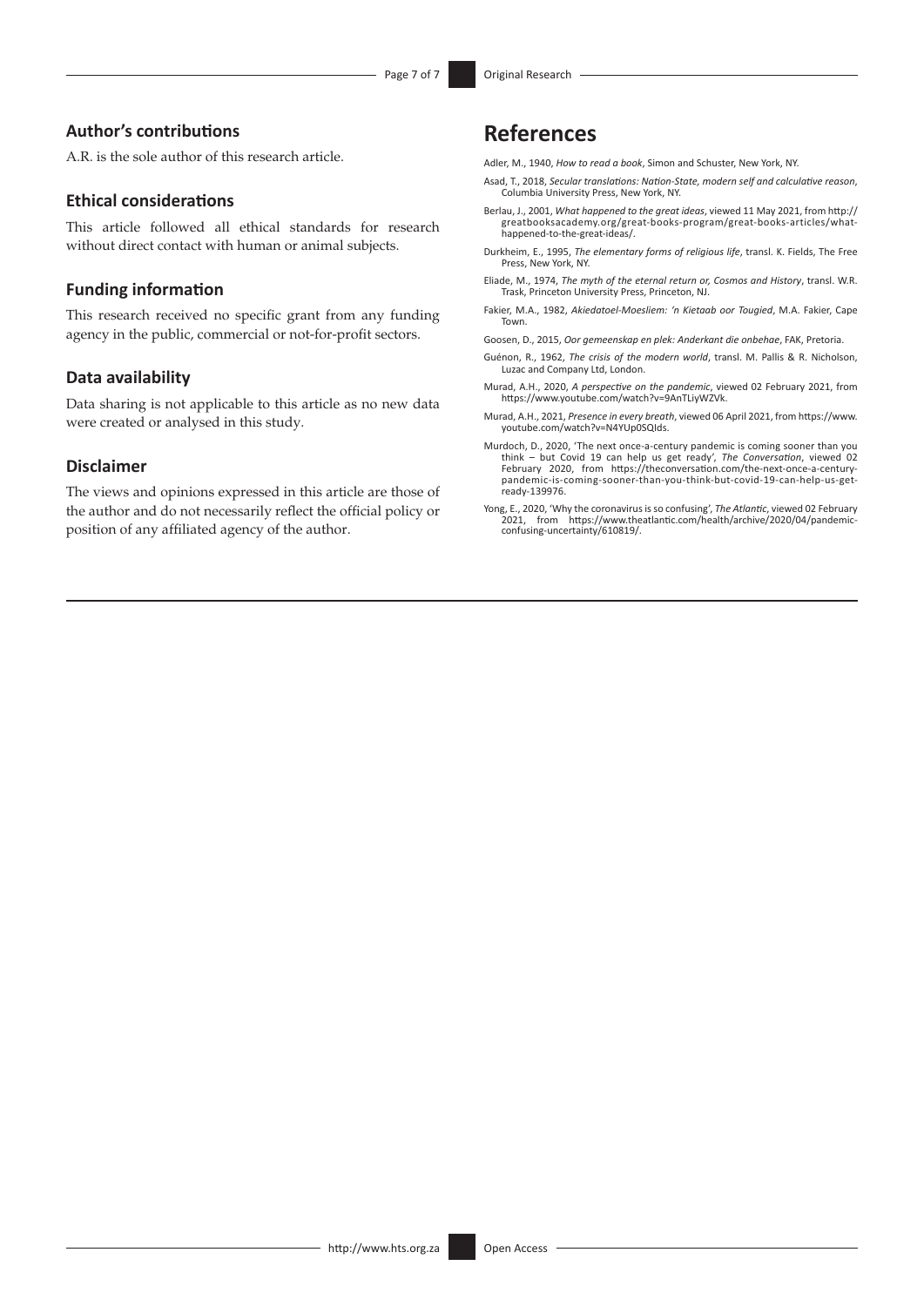## Author's contributions

A.R. is the sole author of this research article.

## Ethical considerations

This article followed all ethical standards for research without direct contact with human or animal subjects.

## Funding information

This research received no specific grant from any funding agency in the public, commercial or not-for-profit sectors.

## Data availability

Data sharing is not applicable to this article as no new data were created or analysed in this study.

## Disclaimer

The views and opinions expressed in this article are those of the author and do not necessarily reflect the official policy or position of any affiliated agency of the author.

# References

Adler, M., 1940, *How to read a book*, Simon and Schuster, New York, NY.

Asad, T., 2018, *Secular translations: Nation-State, modern self and calculative reason*, Columbia University Press, New York, NY.

Berlau, J., 2001, *What happened to the great ideas*, viewed 11 May 2021, from http://greatbooksacademy.org/great-books-program/great-books-articles/what-happened-to-the-great-ideas/.

Durkheim, E., 1995, *The elementary forms of religious life*, transl. K. Fields, The Free Press, New York, NY.

Eliade, M., 1974, *The myth of the eternal return or, Cosmos and History*, transl. W.R. Trask, Princeton University Press, Princeton, NJ.

Fakier, M.A., 1982, *Akiedatoel-Moesliem: 'n Kietaab oor Tougied*, M.A. Fakier, Cape Town.

Goosen, D., 2015, *Oor gemeenskap en plek: Anderkant die onbehae*, FAK, Pretoria.

Guénon, R., 1962, *The crisis of the modern world*, transl. M. Pallis & R. Nicholson, Luzac and Company Ltd, London.

Murad, A.H., 2020, *A perspective on the pandemic*, viewed 02 February 2021, from https://www.youtube.com/watch?v=9AnTLiyWZVk.

Murad, A.H., 2021, *Presence in every breath*, viewed 06 April 2021, from https://www.youtube.com/watch?v=N4YUp0SQIds.

Murdoch, D., 2020, 'The next once-a-century pandemic is coming sooner than you think – but Covid 19 can help us get ready', *The Conversation*, viewed 02 February 2020, from https://theconversation.com/the-next-once-a-century-pandemic-is-coming-sooner-than-you-think-but-covid-19-can-help-us-get-ready-139976.

Yong, E., 2020, 'Why the coronavirus is so confusing', *The Atlantic*, viewed 02 February 2021, from https://www.theatlantic.com/health/archive/2020/04/pandemic-confusing-uncertainty/610819/.